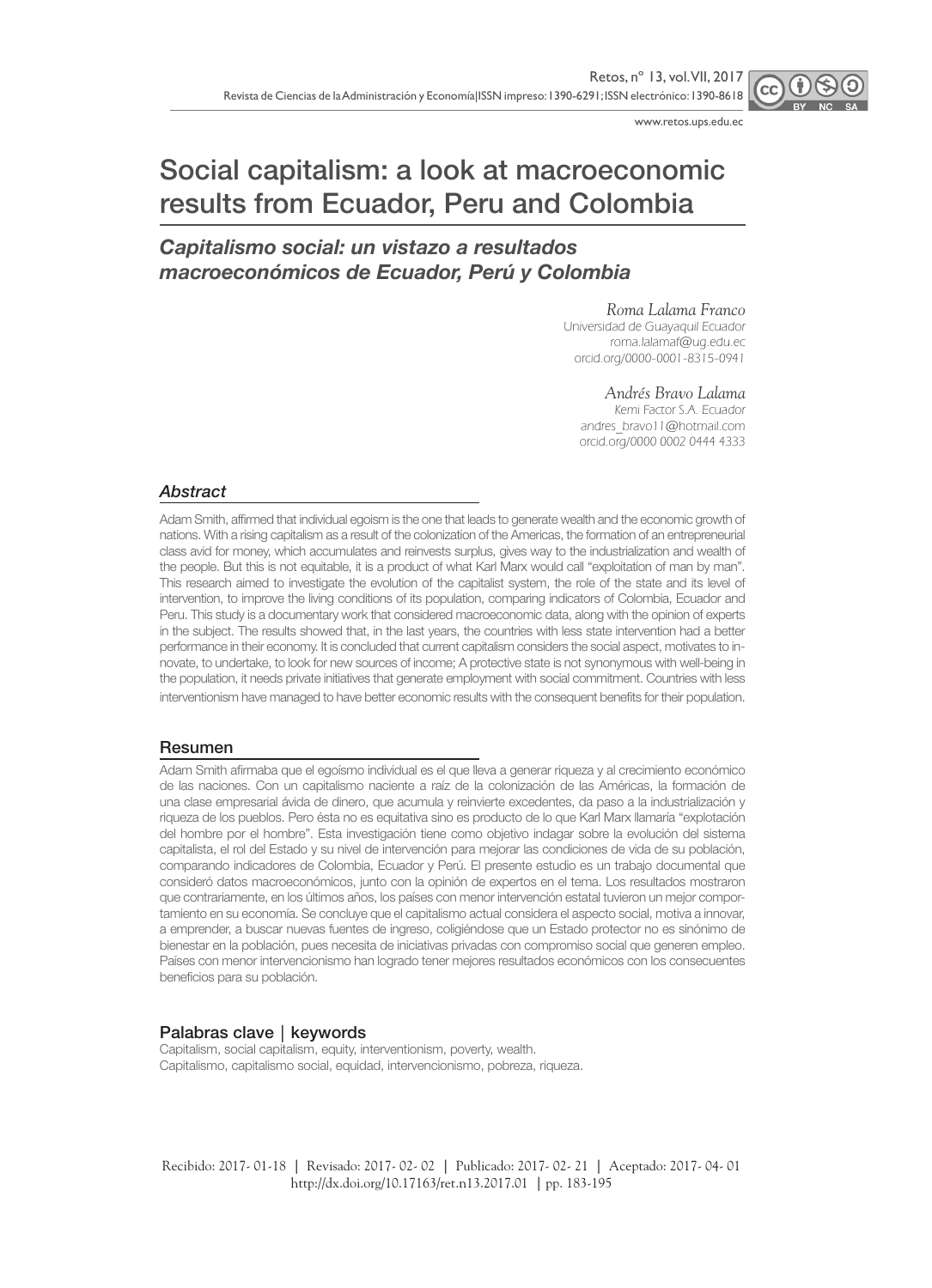# Social capitalism: a look at macroeconomic results from Ecuador, Peru and Colombia

## *Capitalismo social: un vistazo a resultados macroeconómicos de Ecuador, Perú y Colombia*

*Roma Lalama Franco*
Universidad de Guayaquil Ecuador
roma.lalamaf@ug.edu.ec
orcid.org/0000-0001-8315-0941

*Andrés Bravo Lalama*
Kemi Factor S.A. Ecuador
andres_bravo11@hotmail.com
orcid.org/0000 0002 0444 4333

### *Abstract*

Adam Smith, affirmed that individual egoism is the one that leads to generate wealth and the economic growth of nations. With a rising capitalism as a result of the colonization of the Americas, the formation of an entrepreneurial class avid for money, which accumulates and reinvests surplus, gives way to the industrialization and wealth of the people. But this is not equitable, it is a product of what Karl Marx would call "exploitation of man by man". This research aimed to investigate the evolution of the capitalist system, the role of the state and its level of intervention, to improve the living conditions of its population, comparing indicators of Colombia, Ecuador and Peru. This study is a documentary work that considered macroeconomic data, along with the opinion of experts in the subject. The results showed that, in the last years, the countries with less state intervention had a better performance in their economy. It is concluded that current capitalism considers the social aspect, motivates to innovate, to undertake, to look for new sources of income; A protective state is not synonymous with well-being in the population, it needs private initiatives that generate employment with social commitment. Countries with less interventionism have managed to have better economic results with the consequent benefits for their population.

### Resumen

Adam Smith afirmaba que el egoísmo individual es el que lleva a generar riqueza y al crecimiento económico de las naciones. Con un capitalismo naciente a raíz de la colonización de las Américas, la formación de una clase empresarial ávida de dinero, que acumula y reinvierte excedentes, da paso a la industrialización y riqueza de los pueblos. Pero ésta no es equitativa sino es producto de lo que Karl Marx llamaría "explotación del hombre por el hombre". Esta investigación tiene como objetivo indagar sobre la evolución del sistema capitalista, el rol del Estado y su nivel de intervención para mejorar las condiciones de vida de su población, comparando indicadores de Colombia, Ecuador y Perú. El presente estudio es un trabajo documental que consideró datos macroeconómicos, junto con la opinión de expertos en el tema. Los resultados mostraron que contrariamente, en los últimos años, los países con menor intervención estatal tuvieron un mejor comportamiento en su economía. Se concluye que el capitalismo actual considera el aspecto social, motiva a innovar, a emprender, a buscar nuevas fuentes de ingreso, coligiéndose que un Estado protector no es sinónimo de bienestar en la población, pues necesita de iniciativas privadas con compromiso social que generen empleo. Países con menor intervencionismo han logrado tener mejores resultados económicos con los consecuentes beneficios para su población.

### Palabras clave | keywords

Capitalism, social capitalism, equity, interventionism, poverty, wealth.
Capitalismo, capitalismo social, equidad, intervencionismo, pobreza, riqueza.

Recibido: 2017- 01-18 | Revisado: 2017- 02- 02 | Publicado: 2017- 02- 21 | Aceptado: 2017- 04- 01
http://dx.doi.org/10.17163/ret.n13.2017.01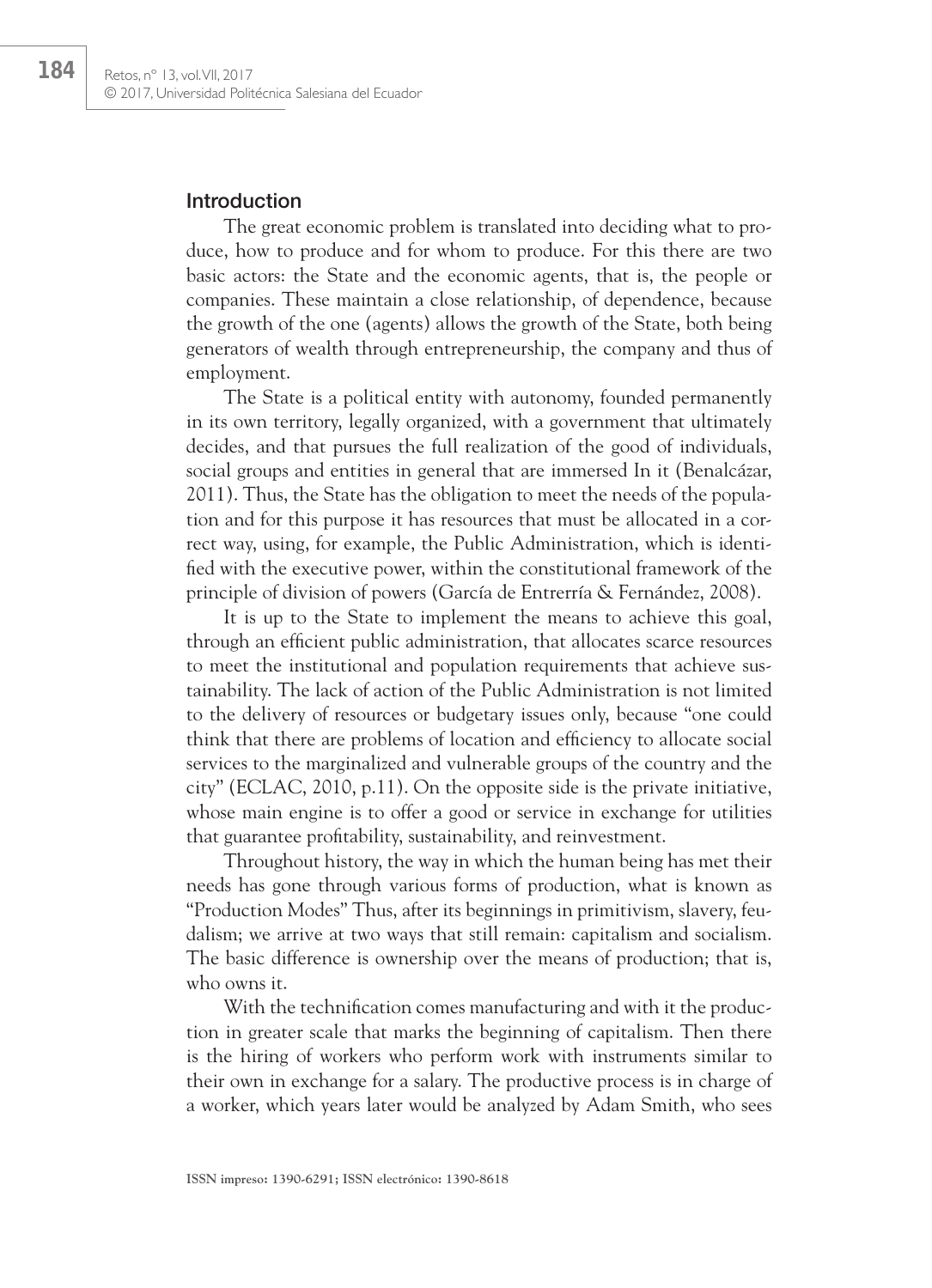## Introduction

The great economic problem is translated into deciding what to produce, how to produce and for whom to produce. For this there are two basic actors: the State and the economic agents, that is, the people or companies. These maintain a close relationship, of dependence, because the growth of the one (agents) allows the growth of the State, both being generators of wealth through entrepreneurship, the company and thus of employment.

The State is a political entity with autonomy, founded permanently in its own territory, legally organized, with a government that ultimately decides, and that pursues the full realization of the good of individuals, social groups and entities in general that are immersed In it (Benalcázar, 2011). Thus, the State has the obligation to meet the needs of the population and for this purpose it has resources that must be allocated in a correct way, using, for example, the Public Administration, which is identified with the executive power, within the constitutional framework of the principle of division of powers (García de Entrerría & Fernández, 2008).

It is up to the State to implement the means to achieve this goal, through an efficient public administration, that allocates scarce resources to meet the institutional and population requirements that achieve sustainability. The lack of action of the Public Administration is not limited to the delivery of resources or budgetary issues only, because "one could think that there are problems of location and efficiency to allocate social services to the marginalized and vulnerable groups of the country and the city" (ECLAC, 2010, p.11). On the opposite side is the private initiative, whose main engine is to offer a good or service in exchange for utilities that guarantee profitability, sustainability, and reinvestment.

Throughout history, the way in which the human being has met their needs has gone through various forms of production, what is known as "Production Modes" Thus, after its beginnings in primitivism, slavery, feudalism; we arrive at two ways that still remain: capitalism and socialism. The basic difference is ownership over the means of production; that is, who owns it.

With the technification comes manufacturing and with it the production in greater scale that marks the beginning of capitalism. Then there is the hiring of workers who perform work with instruments similar to their own in exchange for a salary. The productive process is in charge of a worker, which years later would be analyzed by Adam Smith, who sees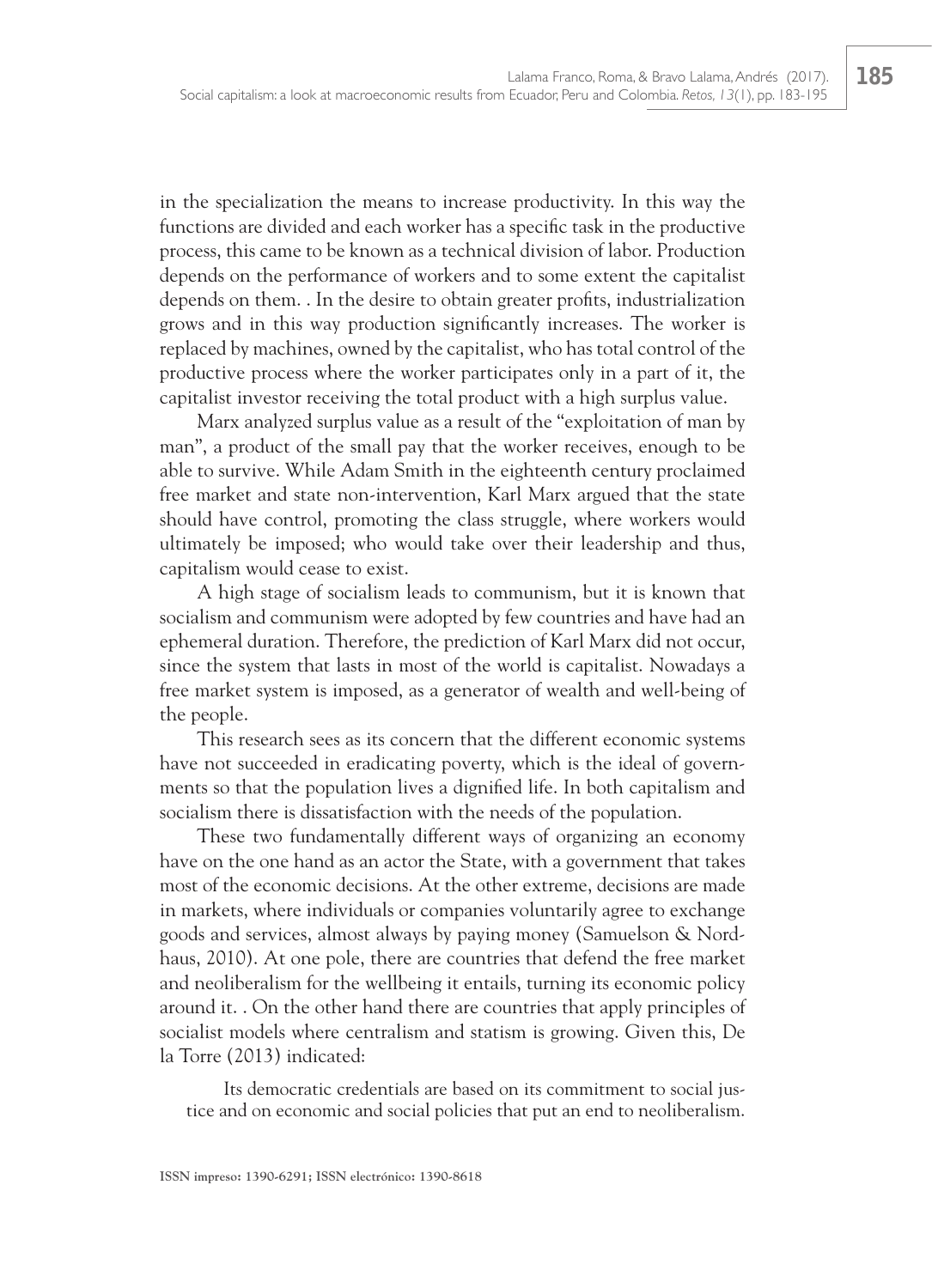in the specialization the means to increase productivity. In this way the functions are divided and each worker has a specific task in the productive process, this came to be known as a technical division of labor. Production depends on the performance of workers and to some extent the capitalist depends on them. . In the desire to obtain greater profits, industrialization grows and in this way production significantly increases. The worker is replaced by machines, owned by the capitalist, who has total control of the productive process where the worker participates only in a part of it, the capitalist investor receiving the total product with a high surplus value.

Marx analyzed surplus value as a result of the "exploitation of man by man", a product of the small pay that the worker receives, enough to be able to survive. While Adam Smith in the eighteenth century proclaimed free market and state non-intervention, Karl Marx argued that the state should have control, promoting the class struggle, where workers would ultimately be imposed; who would take over their leadership and thus, capitalism would cease to exist.

A high stage of socialism leads to communism, but it is known that socialism and communism were adopted by few countries and have had an ephemeral duration. Therefore, the prediction of Karl Marx did not occur, since the system that lasts in most of the world is capitalist. Nowadays a free market system is imposed, as a generator of wealth and well-being of the people.

This research sees as its concern that the different economic systems have not succeeded in eradicating poverty, which is the ideal of governments so that the population lives a dignified life. In both capitalism and socialism there is dissatisfaction with the needs of the population.

These two fundamentally different ways of organizing an economy have on the one hand as an actor the State, with a government that takes most of the economic decisions. At the other extreme, decisions are made in markets, where individuals or companies voluntarily agree to exchange goods and services, almost always by paying money (Samuelson & Nordhaus, 2010). At one pole, there are countries that defend the free market and neoliberalism for the wellbeing it entails, turning its economic policy around it. . On the other hand there are countries that apply principles of socialist models where centralism and statism is growing. Given this, De la Torre (2013) indicated:

> Its democratic credentials are based on its commitment to social justice and on economic and social policies that put an end to neoliberalism.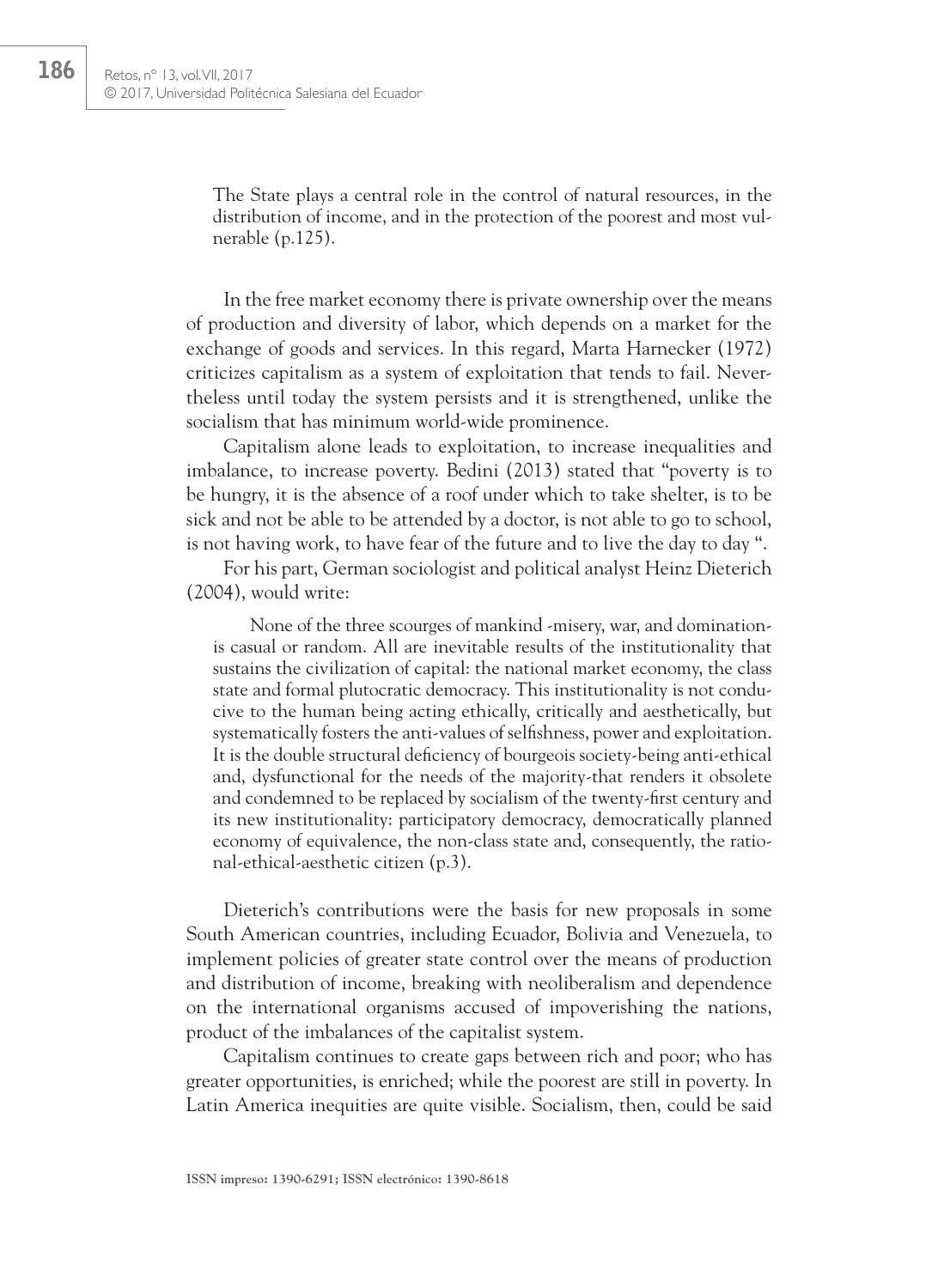> The State plays a central role in the control of natural resources, in the distribution of income, and in the protection of the poorest and most vulnerable (p.125).

In the free market economy there is private ownership over the means of production and diversity of labor, which depends on a market for the exchange of goods and services. In this regard, Marta Harnecker (1972) criticizes capitalism as a system of exploitation that tends to fail. Nevertheless until today the system persists and it is strengthened, unlike the socialism that has minimum world-wide prominence.

Capitalism alone leads to exploitation, to increase inequalities and imbalance, to increase poverty. Bedini (2013) stated that "poverty is to be hungry, it is the absence of a roof under which to take shelter, is to be sick and not be able to be attended by a doctor, is not able to go to school, is not having work, to have fear of the future and to live the day to day ".

For his part, German sociologist and political analyst Heinz Dieterich (2004), would write:

> None of the three scourges of mankind -misery, war, and domination- is casual or random. All are inevitable results of the institutionality that sustains the civilization of capital: the national market economy, the class state and formal plutocratic democracy. This institutionality is not conducive to the human being acting ethically, critically and aesthetically, but systematically fosters the anti-values of selfishness, power and exploitation. It is the double structural deficiency of bourgeois society-being anti-ethical and, dysfunctional for the needs of the majority-that renders it obsolete and condemned to be replaced by socialism of the twenty-first century and its new institutionality: participatory democracy, democratically planned economy of equivalence, the non-class state and, consequently, the rational-ethical-aesthetic citizen (p.3).

Dieterich's contributions were the basis for new proposals in some South American countries, including Ecuador, Bolivia and Venezuela, to implement policies of greater state control over the means of production and distribution of income, breaking with neoliberalism and dependence on the international organisms accused of impoverishing the nations, product of the imbalances of the capitalist system.

Capitalism continues to create gaps between rich and poor; who has greater opportunities, is enriched; while the poorest are still in poverty. In Latin America inequities are quite visible. Socialism, then, could be said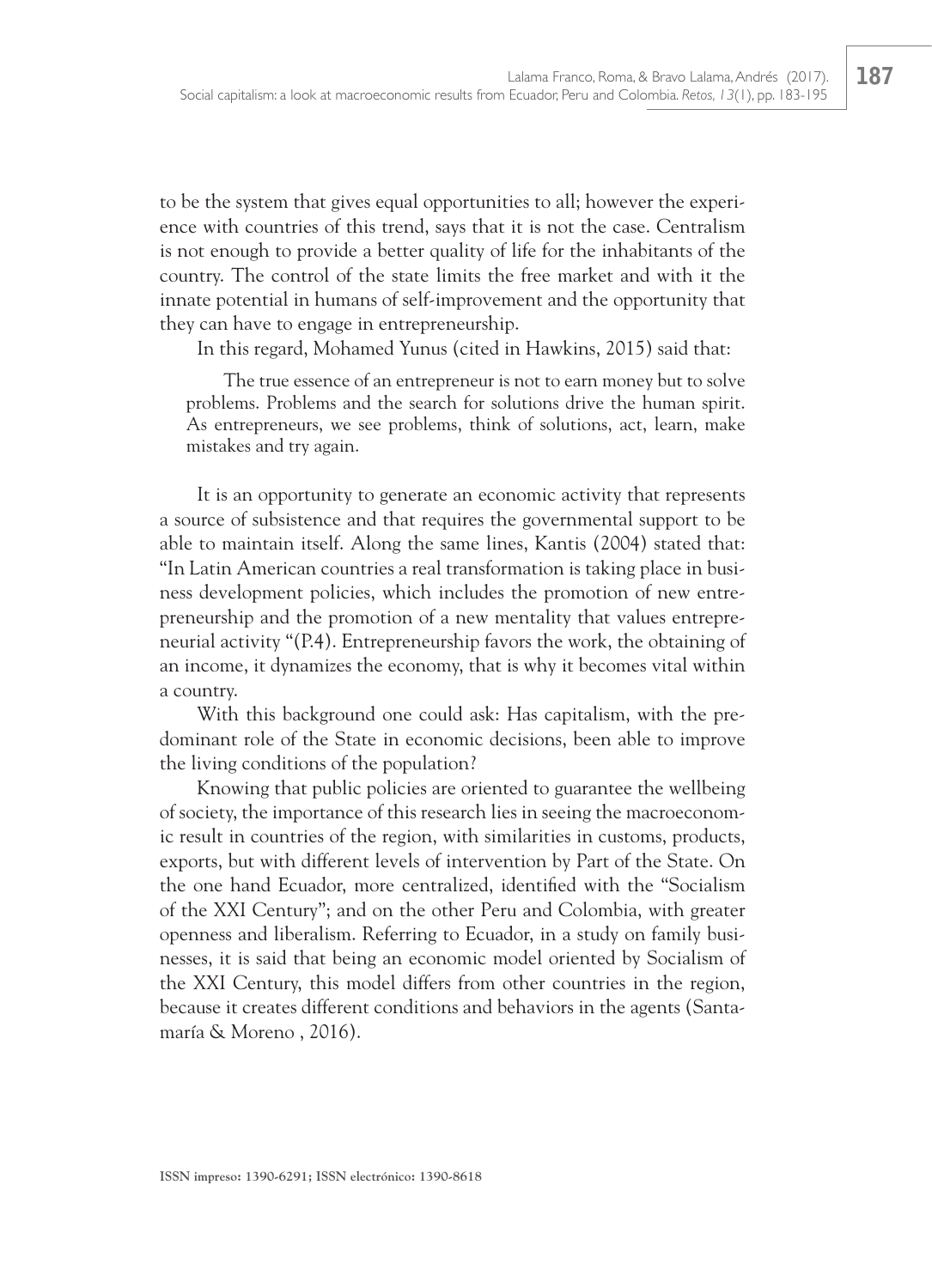to be the system that gives equal opportunities to all; however the experience with countries of this trend, says that it is not the case. Centralism is not enough to provide a better quality of life for the inhabitants of the country. The control of the state limits the free market and with it the innate potential in humans of self-improvement and the opportunity that they can have to engage in entrepreneurship.

In this regard, Mohamed Yunus (cited in Hawkins, 2015) said that:

> The true essence of an entrepreneur is not to earn money but to solve problems. Problems and the search for solutions drive the human spirit. As entrepreneurs, we see problems, think of solutions, act, learn, make mistakes and try again.

It is an opportunity to generate an economic activity that represents a source of subsistence and that requires the governmental support to be able to maintain itself. Along the same lines, Kantis (2004) stated that: "In Latin American countries a real transformation is taking place in business development policies, which includes the promotion of new entrepreneurship and the promotion of a new mentality that values entrepreneurial activity "(P.4). Entrepreneurship favors the work, the obtaining of an income, it dynamizes the economy, that is why it becomes vital within a country.

With this background one could ask: Has capitalism, with the predominant role of the State in economic decisions, been able to improve the living conditions of the population?

Knowing that public policies are oriented to guarantee the wellbeing of society, the importance of this research lies in seeing the macroeconomic result in countries of the region, with similarities in customs, products, exports, but with different levels of intervention by Part of the State. On the one hand Ecuador, more centralized, identified with the "Socialism of the XXI Century"; and on the other Peru and Colombia, with greater openness and liberalism. Referring to Ecuador, in a study on family businesses, it is said that being an economic model oriented by Socialism of the XXI Century, this model differs from other countries in the region, because it creates different conditions and behaviors in the agents (Santamaría & Moreno , 2016).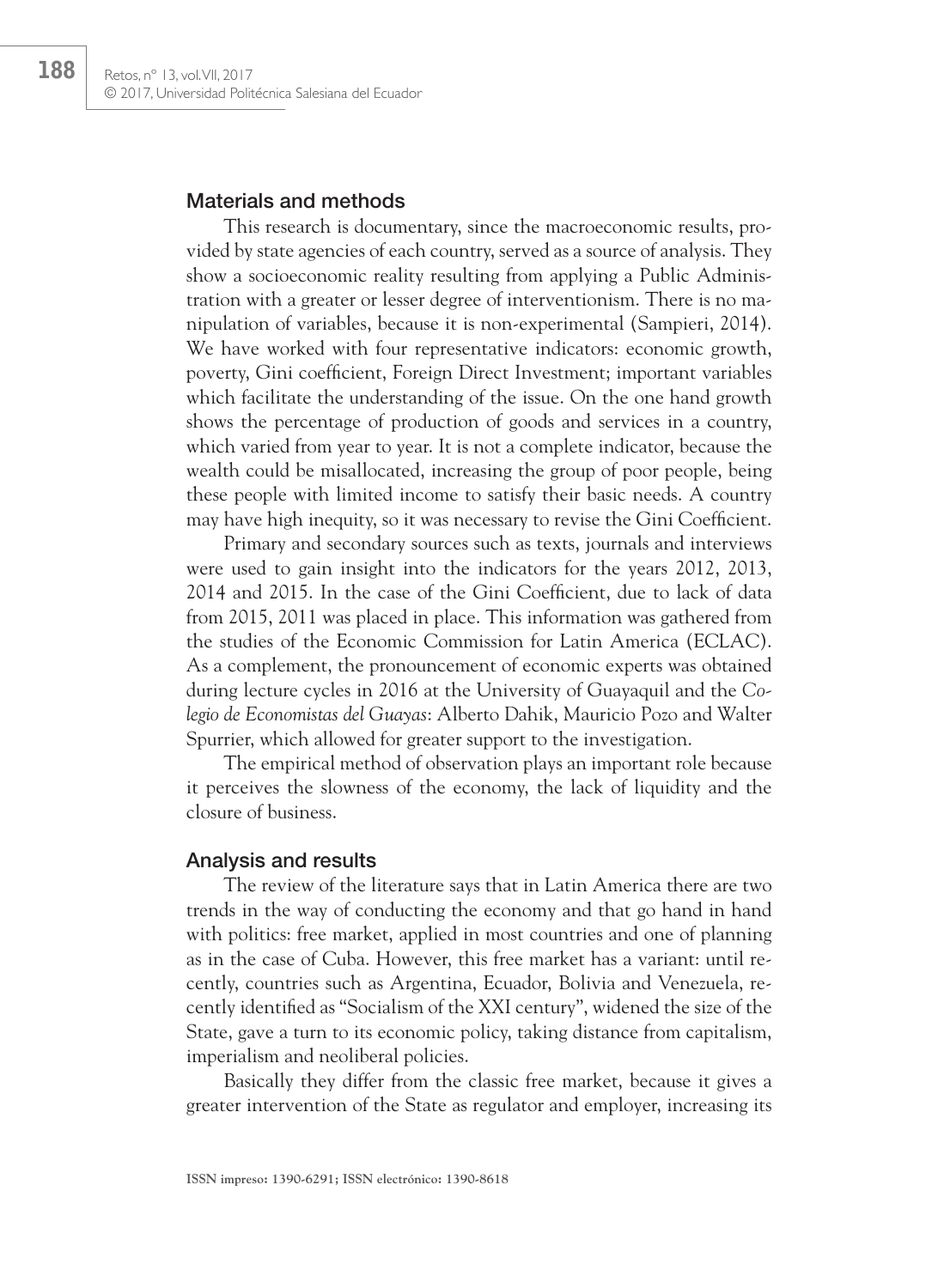## Materials and methods

This research is documentary, since the macroeconomic results, provided by state agencies of each country, served as a source of analysis. They show a socioeconomic reality resulting from applying a Public Administration with a greater or lesser degree of interventionism. There is no manipulation of variables, because it is non-experimental (Sampieri, 2014). We have worked with four representative indicators: economic growth, poverty, Gini coefficient, Foreign Direct Investment; important variables which facilitate the understanding of the issue. On the one hand growth shows the percentage of production of goods and services in a country, which varied from year to year. It is not a complete indicator, because the wealth could be misallocated, increasing the group of poor people, being these people with limited income to satisfy their basic needs. A country may have high inequity, so it was necessary to revise the Gini Coefficient.

Primary and secondary sources such as texts, journals and interviews were used to gain insight into the indicators for the years 2012, 2013, 2014 and 2015. In the case of the Gini Coefficient, due to lack of data from 2015, 2011 was placed in place. This information was gathered from the studies of the Economic Commission for Latin America (ECLAC). As a complement, the pronouncement of economic experts was obtained during lecture cycles in 2016 at the University of Guayaquil and the *Colegio de Economistas del Guayas*: Alberto Dahik, Mauricio Pozo and Walter Spurrier, which allowed for greater support to the investigation.

The empirical method of observation plays an important role because it perceives the slowness of the economy, the lack of liquidity and the closure of business.

## Analysis and results

The review of the literature says that in Latin America there are two trends in the way of conducting the economy and that go hand in hand with politics: free market, applied in most countries and one of planning as in the case of Cuba. However, this free market has a variant: until recently, countries such as Argentina, Ecuador, Bolivia and Venezuela, recently identified as "Socialism of the XXI century", widened the size of the State, gave a turn to its economic policy, taking distance from capitalism, imperialism and neoliberal policies.

Basically they differ from the classic free market, because it gives a greater intervention of the State as regulator and employer, increasing its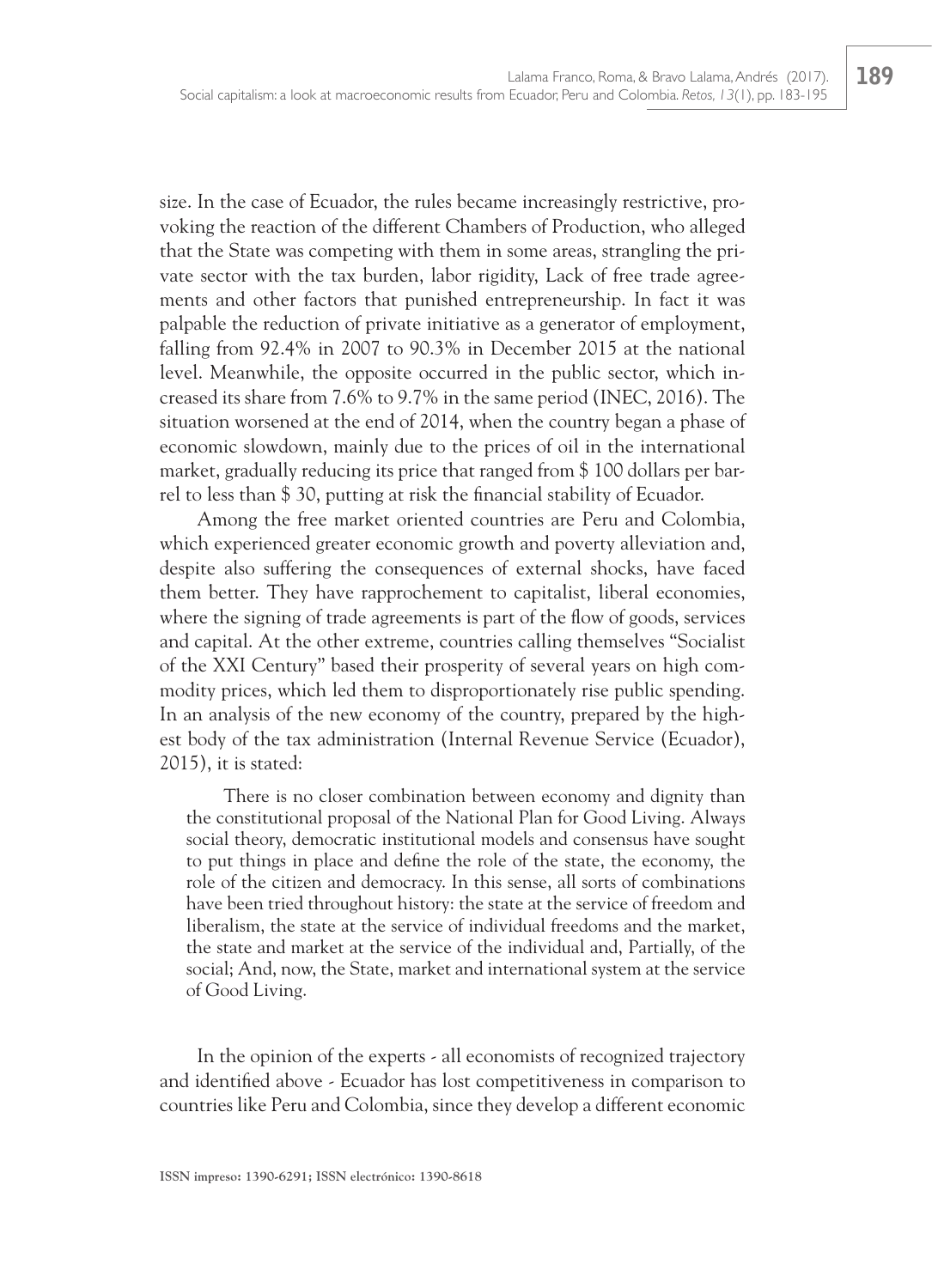size. In the case of Ecuador, the rules became increasingly restrictive, provoking the reaction of the different Chambers of Production, who alleged that the State was competing with them in some areas, strangling the private sector with the tax burden, labor rigidity, Lack of free trade agreements and other factors that punished entrepreneurship. In fact it was palpable the reduction of private initiative as a generator of employment, falling from 92.4% in 2007 to 90.3% in December 2015 at the national level. Meanwhile, the opposite occurred in the public sector, which increased its share from 7.6% to 9.7% in the same period (INEC, 2016). The situation worsened at the end of 2014, when the country began a phase of economic slowdown, mainly due to the prices of oil in the international market, gradually reducing its price that ranged from $ 100 dollars per barrel to less than $ 30, putting at risk the financial stability of Ecuador.

Among the free market oriented countries are Peru and Colombia, which experienced greater economic growth and poverty alleviation and, despite also suffering the consequences of external shocks, have faced them better. They have rapprochement to capitalist, liberal economies, where the signing of trade agreements is part of the flow of goods, services and capital. At the other extreme, countries calling themselves "Socialist of the XXI Century" based their prosperity of several years on high commodity prices, which led them to disproportionately rise public spending. In an analysis of the new economy of the country, prepared by the highest body of the tax administration (Internal Revenue Service (Ecuador), 2015), it is stated:

> There is no closer combination between economy and dignity than the constitutional proposal of the National Plan for Good Living. Always social theory, democratic institutional models and consensus have sought to put things in place and define the role of the state, the economy, the role of the citizen and democracy. In this sense, all sorts of combinations have been tried throughout history: the state at the service of freedom and liberalism, the state at the service of individual freedoms and the market, the state and market at the service of the individual and, Partially, of the social; And, now, the State, market and international system at the service of Good Living.

In the opinion of the experts - all economists of recognized trajectory and identified above - Ecuador has lost competitiveness in comparison to countries like Peru and Colombia, since they develop a different economic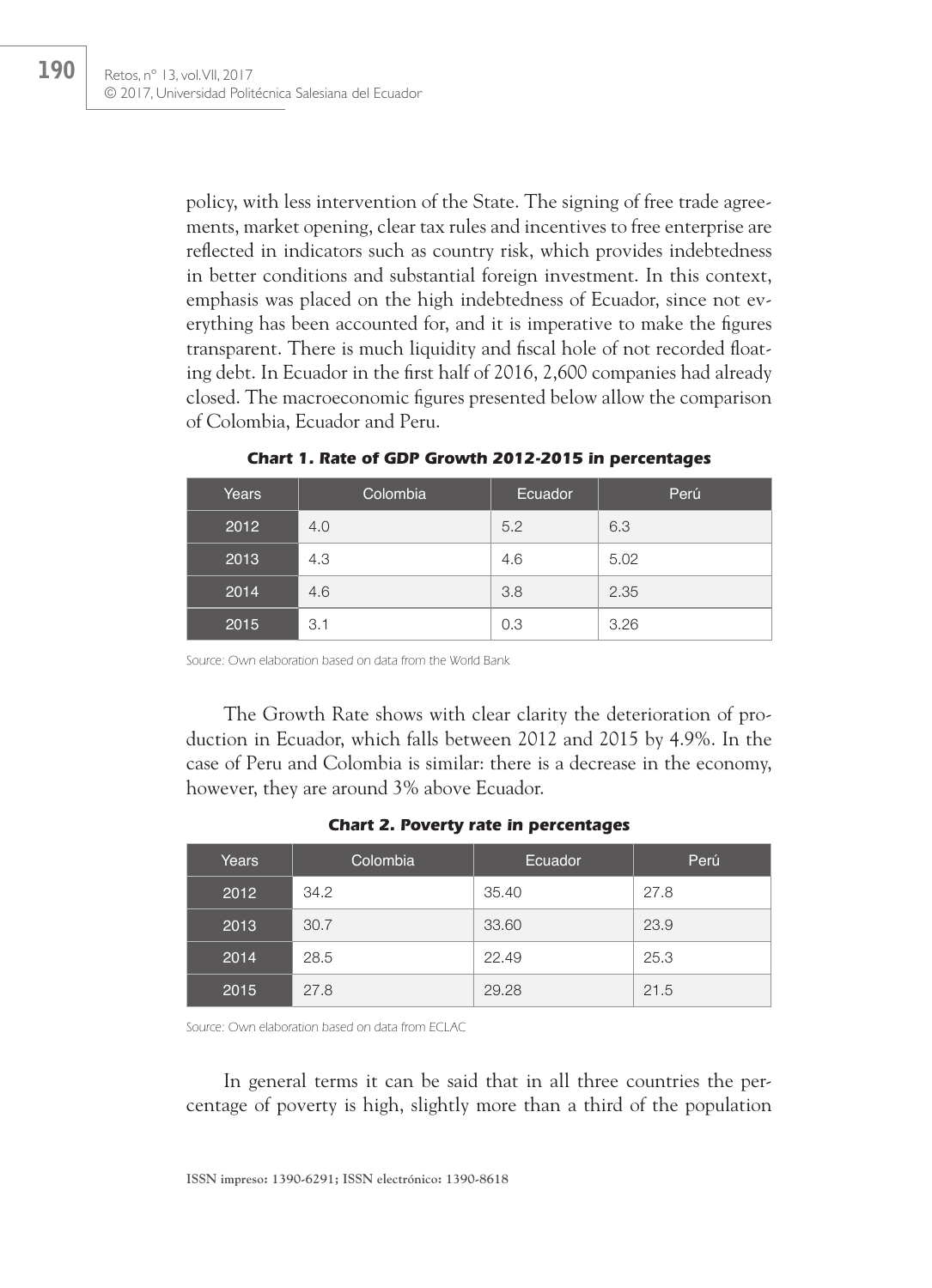policy, with less intervention of the State. The signing of free trade agreements, market opening, clear tax rules and incentives to free enterprise are reflected in indicators such as country risk, which provides indebtedness in better conditions and substantial foreign investment. In this context, emphasis was placed on the high indebtedness of Ecuador, since not everything has been accounted for, and it is imperative to make the figures transparent. There is much liquidity and fiscal hole of not recorded floating debt. In Ecuador in the first half of 2016, 2,600 companies had already closed. The macroeconomic figures presented below allow the comparison of Colombia, Ecuador and Peru.

**Chart 1. Rate of GDP Growth 2012-2015 in percentages**

| Years | Colombia | Ecuador | Perú |
|---|---|---|---|
| 2012 | 4.0 | 5.2 | 6.3 |
| 2013 | 4.3 | 4.6 | 5.02 |
| 2014 | 4.6 | 3.8 | 2.35 |
| 2015 | 3.1 | 0.3 | 3.26 |

Source: Own elaboration based on data from the World Bank

The Growth Rate shows with clear clarity the deterioration of production in Ecuador, which falls between 2012 and 2015 by 4.9%. In the case of Peru and Colombia is similar: there is a decrease in the economy, however, they are around 3% above Ecuador.

**Chart 2. Poverty rate in percentages**

| Years | Colombia | Ecuador | Perú |
|---|---|---|---|
| 2012 | 34.2 | 35.40 | 27.8 |
| 2013 | 30.7 | 33.60 | 23.9 |
| 2014 | 28.5 | 22.49 | 25.3 |
| 2015 | 27.8 | 29.28 | 21.5 |

Source: Own elaboration based on data from ECLAC

In general terms it can be said that in all three countries the percentage of poverty is high, slightly more than a third of the population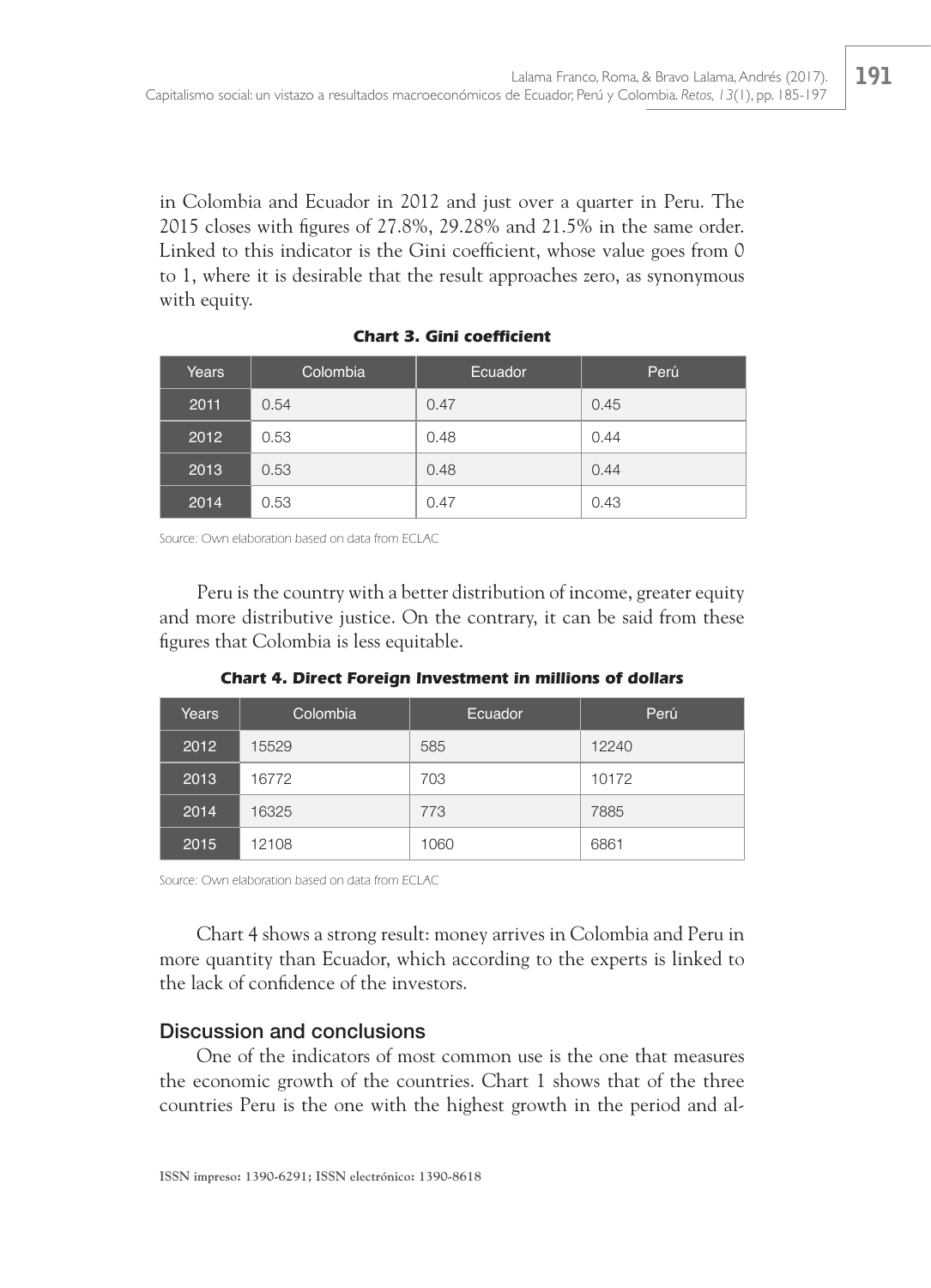in Colombia and Ecuador in 2012 and just over a quarter in Peru. The 2015 closes with figures of 27.8%, 29.28% and 21.5% in the same order. Linked to this indicator is the Gini coefficient, whose value goes from 0 to 1, where it is desirable that the result approaches zero, as synonymous with equity.

***Chart 3. Gini coefficient***

| Years | Colombia | Ecuador | Perú |
|---|---|---|---|
| 2011 | 0.54 | 0.47 | 0.45 |
| 2012 | 0.53 | 0.48 | 0.44 |
| 2013 | 0.53 | 0.48 | 0.44 |
| 2014 | 0.53 | 0.47 | 0.43 |

*Source: Own elaboration based on data from ECLAC*

Peru is the country with a better distribution of income, greater equity and more distributive justice. On the contrary, it can be said from these figures that Colombia is less equitable.

***Chart 4. Direct Foreign Investment in millions of dollars***

| Years | Colombia | Ecuador | Perú |
|---|---|---|---|
| 2012 | 15529 | 585 | 12240 |
| 2013 | 16772 | 703 | 10172 |
| 2014 | 16325 | 773 | 7885 |
| 2015 | 12108 | 1060 | 6861 |

*Source: Own elaboration based on data from ECLAC*

Chart 4 shows a strong result: money arrives in Colombia and Peru in more quantity than Ecuador, which according to the experts is linked to the lack of confidence of the investors.

## Discussion and conclusions

One of the indicators of most common use is the one that measures the economic growth of the countries. Chart 1 shows that of the three countries Peru is the one with the highest growth in the period and al-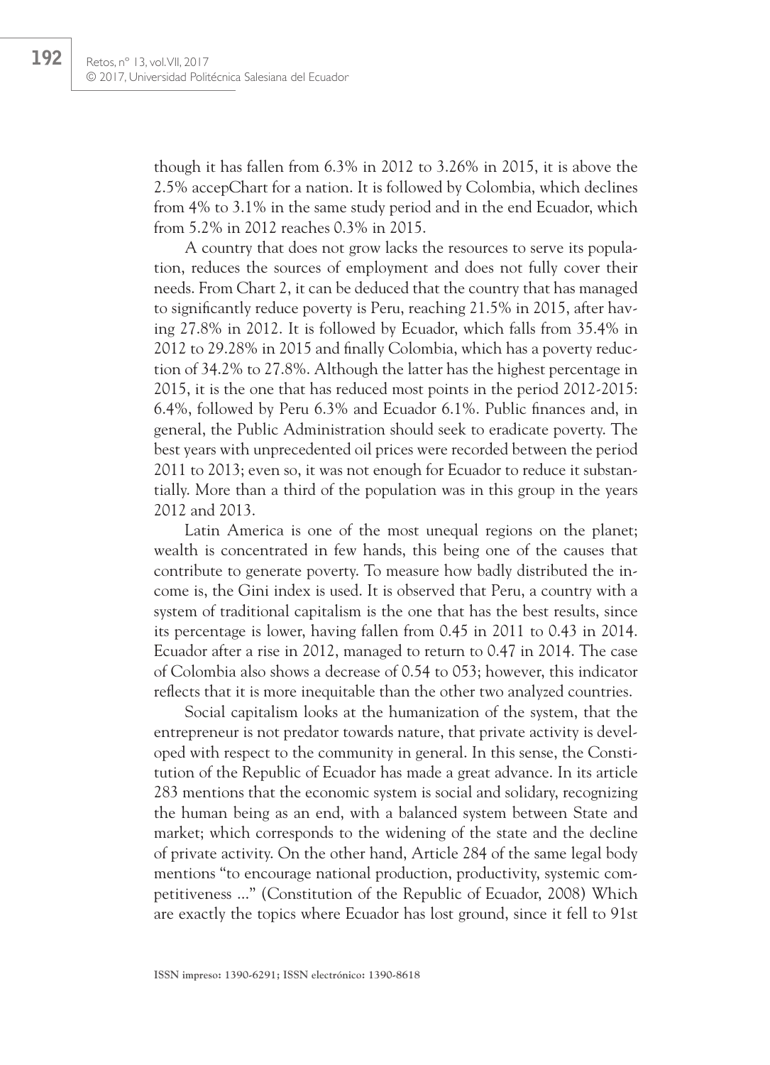though it has fallen from 6.3% in 2012 to 3.26% in 2015, it is above the 2.5% accepChart for a nation. It is followed by Colombia, which declines from 4% to 3.1% in the same study period and in the end Ecuador, which from 5.2% in 2012 reaches 0.3% in 2015.

A country that does not grow lacks the resources to serve its population, reduces the sources of employment and does not fully cover their needs. From Chart 2, it can be deduced that the country that has managed to significantly reduce poverty is Peru, reaching 21.5% in 2015, after having 27.8% in 2012. It is followed by Ecuador, which falls from 35.4% in 2012 to 29.28% in 2015 and finally Colombia, which has a poverty reduction of 34.2% to 27.8%. Although the latter has the highest percentage in 2015, it is the one that has reduced most points in the period 2012-2015: 6.4%, followed by Peru 6.3% and Ecuador 6.1%. Public finances and, in general, the Public Administration should seek to eradicate poverty. The best years with unprecedented oil prices were recorded between the period 2011 to 2013; even so, it was not enough for Ecuador to reduce it substantially. More than a third of the population was in this group in the years 2012 and 2013.

Latin America is one of the most unequal regions on the planet; wealth is concentrated in few hands, this being one of the causes that contribute to generate poverty. To measure how badly distributed the income is, the Gini index is used. It is observed that Peru, a country with a system of traditional capitalism is the one that has the best results, since its percentage is lower, having fallen from 0.45 in 2011 to 0.43 in 2014. Ecuador after a rise in 2012, managed to return to 0.47 in 2014. The case of Colombia also shows a decrease of 0.54 to 053; however, this indicator reflects that it is more inequitable than the other two analyzed countries.

Social capitalism looks at the humanization of the system, that the entrepreneur is not predator towards nature, that private activity is developed with respect to the community in general. In this sense, the Constitution of the Republic of Ecuador has made a great advance. In its article 283 mentions that the economic system is social and solidary, recognizing the human being as an end, with a balanced system between State and market; which corresponds to the widening of the state and the decline of private activity. On the other hand, Article 284 of the same legal body mentions "to encourage national production, productivity, systemic competitiveness ..." (Constitution of the Republic of Ecuador, 2008) Which are exactly the topics where Ecuador has lost ground, since it fell to 91st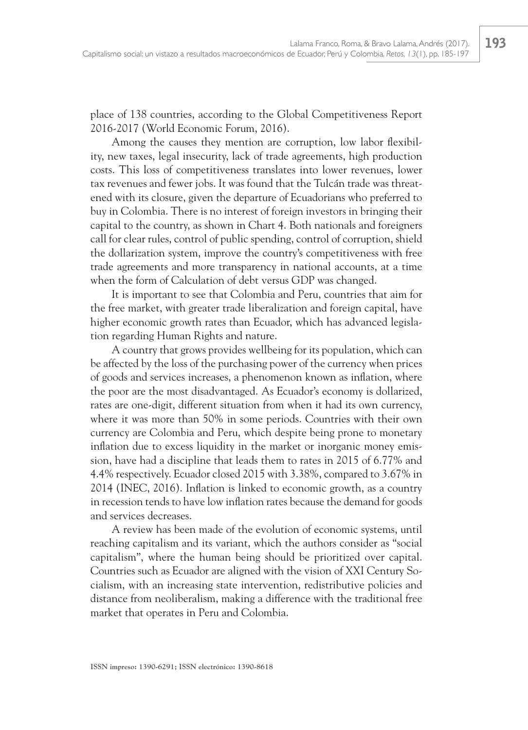place of 138 countries, according to the Global Competitiveness Report 2016-2017 (World Economic Forum, 2016).

Among the causes they mention are corruption, low labor flexibility, new taxes, legal insecurity, lack of trade agreements, high production costs. This loss of competitiveness translates into lower revenues, lower tax revenues and fewer jobs. It was found that the Tulcán trade was threatened with its closure, given the departure of Ecuadorians who preferred to buy in Colombia. There is no interest of foreign investors in bringing their capital to the country, as shown in Chart 4. Both nationals and foreigners call for clear rules, control of public spending, control of corruption, shield the dollarization system, improve the country's competitiveness with free trade agreements and more transparency in national accounts, at a time when the form of Calculation of debt versus GDP was changed.

It is important to see that Colombia and Peru, countries that aim for the free market, with greater trade liberalization and foreign capital, have higher economic growth rates than Ecuador, which has advanced legislation regarding Human Rights and nature.

A country that grows provides wellbeing for its population, which can be affected by the loss of the purchasing power of the currency when prices of goods and services increases, a phenomenon known as inflation, where the poor are the most disadvantaged. As Ecuador's economy is dollarized, rates are one-digit, different situation from when it had its own currency, where it was more than 50% in some periods. Countries with their own currency are Colombia and Peru, which despite being prone to monetary inflation due to excess liquidity in the market or inorganic money emission, have had a discipline that leads them to rates in 2015 of 6.77% and 4.4% respectively. Ecuador closed 2015 with 3.38%, compared to 3.67% in 2014 (INEC, 2016). Inflation is linked to economic growth, as a country in recession tends to have low inflation rates because the demand for goods and services decreases.

A review has been made of the evolution of economic systems, until reaching capitalism and its variant, which the authors consider as "social capitalism", where the human being should be prioritized over capital. Countries such as Ecuador are aligned with the vision of XXI Century Socialism, with an increasing state intervention, redistributive policies and distance from neoliberalism, making a difference with the traditional free market that operates in Peru and Colombia.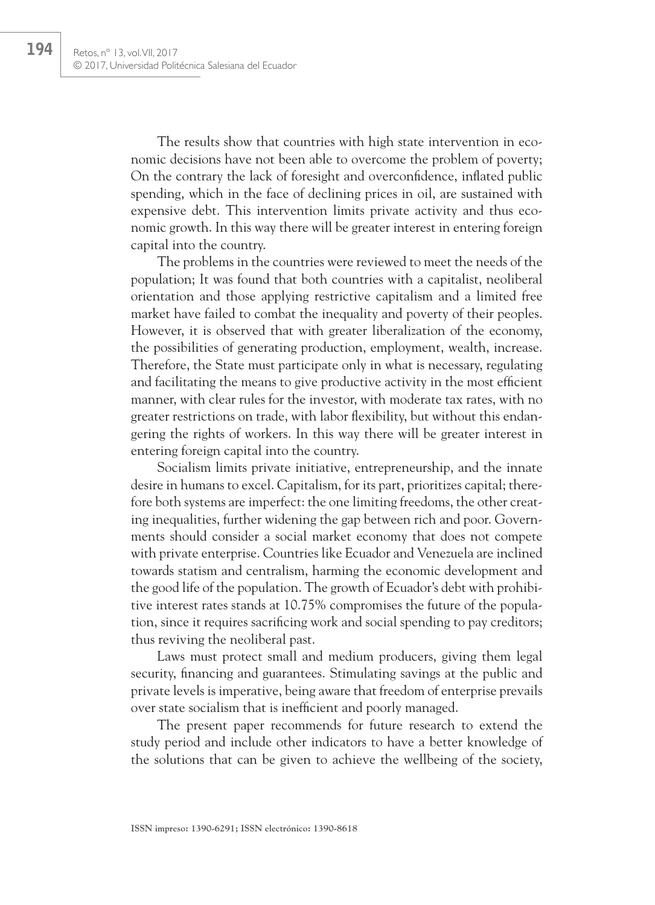The results show that countries with high state intervention in economic decisions have not been able to overcome the problem of poverty; On the contrary the lack of foresight and overconfidence, inflated public spending, which in the face of declining prices in oil, are sustained with expensive debt. This intervention limits private activity and thus economic growth. In this way there will be greater interest in entering foreign capital into the country.

The problems in the countries were reviewed to meet the needs of the population; It was found that both countries with a capitalist, neoliberal orientation and those applying restrictive capitalism and a limited free market have failed to combat the inequality and poverty of their peoples. However, it is observed that with greater liberalization of the economy, the possibilities of generating production, employment, wealth, increase. Therefore, the State must participate only in what is necessary, regulating and facilitating the means to give productive activity in the most efficient manner, with clear rules for the investor, with moderate tax rates, with no greater restrictions on trade, with labor flexibility, but without this endangering the rights of workers. In this way there will be greater interest in entering foreign capital into the country.

Socialism limits private initiative, entrepreneurship, and the innate desire in humans to excel. Capitalism, for its part, prioritizes capital; therefore both systems are imperfect: the one limiting freedoms, the other creating inequalities, further widening the gap between rich and poor. Governments should consider a social market economy that does not compete with private enterprise. Countries like Ecuador and Venezuela are inclined towards statism and centralism, harming the economic development and the good life of the population. The growth of Ecuador's debt with prohibitive interest rates stands at 10.75% compromises the future of the population, since it requires sacrificing work and social spending to pay creditors; thus reviving the neoliberal past.

Laws must protect small and medium producers, giving them legal security, financing and guarantees. Stimulating savings at the public and private levels is imperative, being aware that freedom of enterprise prevails over state socialism that is inefficient and poorly managed.

The present paper recommends for future research to extend the study period and include other indicators to have a better knowledge of the solutions that can be given to achieve the wellbeing of the society,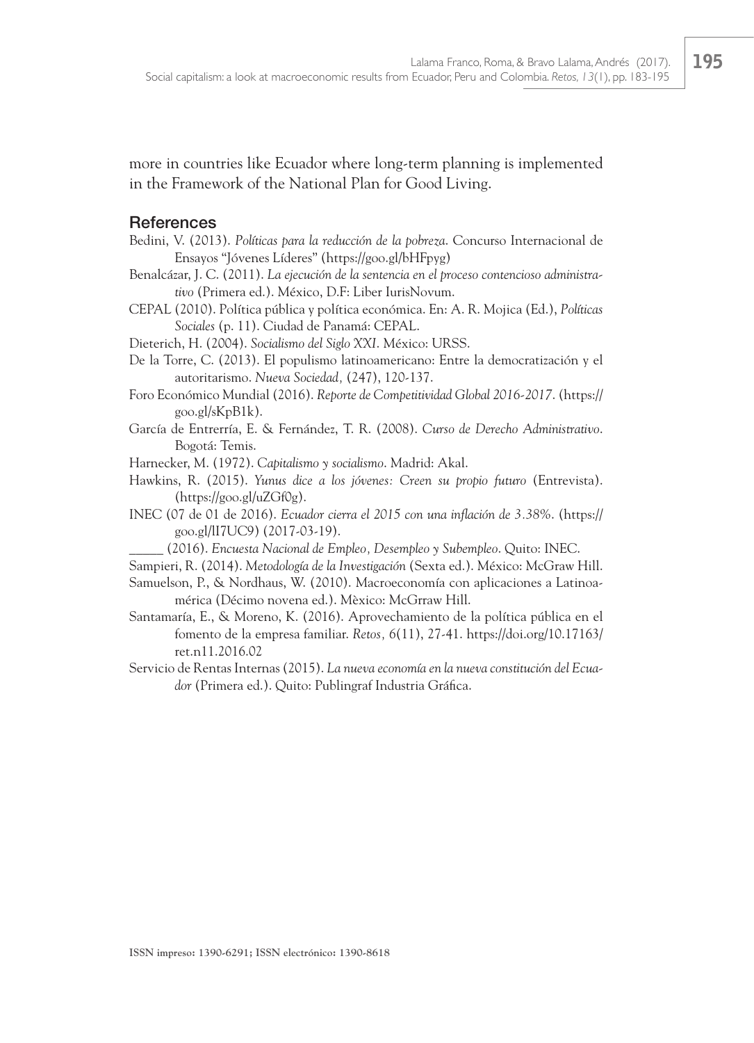more in countries like Ecuador where long-term planning is implemented in the Framework of the National Plan for Good Living.

## References

Bedini, V. (2013). *Políticas para la reducción de la pobreza*. Concurso Internacional de Ensayos "Jóvenes Líderes" (https://goo.gl/bHFpyg)

Benalcázar, J. C. (2011). *La ejecución de la sentencia en el proceso contencioso administrativo* (Primera ed.). México, D.F: Liber IurisNovum.

CEPAL (2010). Política pública y política económica. En: A. R. Mojica (Ed.), *Políticas Sociales* (p. 11). Ciudad de Panamá: CEPAL.

Dieterich, H. (2004). *Socialismo del Siglo XXI*. México: URSS.

De la Torre, C. (2013). El populismo latinoamericano: Entre la democratización y el autoritarismo. *Nueva Sociedad,* (247), 120-137.

Foro Económico Mundial (2016). *Reporte de Competitividad Global 2016-2017*. (https://goo.gl/sKpB1k).

García de Entrerría, E. & Fernández, T. R. (2008). *Curso de Derecho Administrativo*. Bogotá: Temis.

Harnecker, M. (1972). *Capitalismo y socialismo*. Madrid: Akal.

Hawkins, R. (2015). *Yunus dice a los jóvenes: Creen su propio futuro* (Entrevista). (https://goo.gl/uZGf0g).

INEC (07 de 01 de 2016). *Ecuador cierra el 2015 con una inflación de 3.38%*. (https://goo.gl/lI7UC9) (2017-03-19).

_____ (2016). *Encuesta Nacional de Empleo, Desempleo y Subempleo*. Quito: INEC.

Sampieri, R. (2014). *Metodología de la Investigación* (Sexta ed.). México: McGraw Hill.

Samuelson, P., & Nordhaus, W. (2010). Macroeconomía con aplicaciones a Latinoamérica (Décimo novena ed.). Mèxico: McGrraw Hill.

Santamaría, E., & Moreno, K. (2016). Aprovechamiento de la política pública en el fomento de la empresa familiar. *Retos,* 6(11), 27-41. https://doi.org/10.17163/ret.n11.2016.02

Servicio de Rentas Internas (2015). *La nueva economía en la nueva constitución del Ecuador* (Primera ed.). Quito: Publingraf Industria Gráfica.